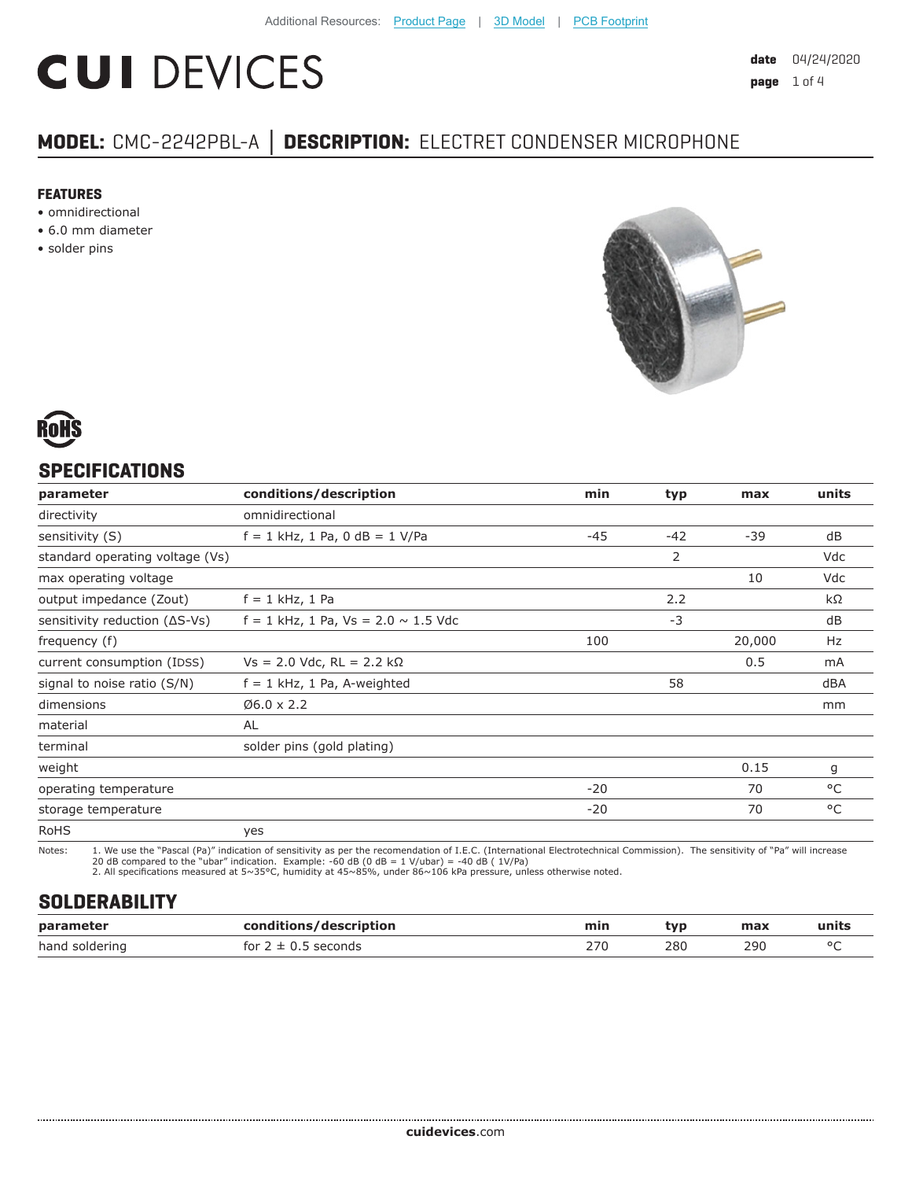Additional Resources: Product Page | 3D Model | PCB Footprint

# CUI DEVICES

**date** 04/24/2020

## MODEL: CMC-2242PBL-A │ DESCRIPTION: ELECTRET CONDENSER MICROPHONE

### FEATURES

- omnidirectional
- 6.0 mm diameter
- solder pins

RoHS

## SPECIFICATIONS

| parameter | conditions/description | min | typ | max | units |
|---|---|---|---|---|---|
| directivity | omnidirectional | | | | |
| sensitivity (S) | f = 1 kHz, 1 Pa, 0 dB = 1 V/Pa | -45 | -42 | -39 | dB |
| standard operating voltage (Vs) | | | 2 | | Vdc |
| max operating voltage | | | | 10 | Vdc |
| output impedance (Zout) | f = 1 kHz, 1 Pa | | 2.2 | | kΩ |
| sensitivity reduction (ΔS-Vs) | f = 1 kHz, 1 Pa, Vs = 2.0 ~ 1.5 Vdc | | -3 | | dB |
| frequency (f) | | 100 | | 20,000 | Hz |
| current consumption (IDSS) | Vs = 2.0 Vdc, RL = 2.2 kΩ | | | 0.5 | mA |
| signal to noise ratio (S/N) | f = 1 kHz, 1 Pa, A-weighted | | 58 | | dBA |
| dimensions | Ø6.0 x 2.2 | | | | mm |
| material | AL | | | | |
| terminal | solder pins (gold plating) | | | | |
| weight | | | | 0.15 | g |
| operating temperature | | -20 | | 70 | °C |
| storage temperature | | -20 | | 70 | °C |
| RoHS | yes | | | | |

Notes: 1. We use the "Pascal (Pa)" indication of sensitivity as per the recomendation of I.E.C. (International Electrotechnical Commission). The sensitivity of "Pa" will increase 20 dB compared to the "ubar" indication. Example: -60 dB (0 dB = 1 V/ubar) = -40 dB ( 1V/Pa)
2. All specifications measured at 5~35°C, humidity at 45~85%, under 86~106 kPa pressure, unless otherwise noted.

## SOLDERABILITY

| parameter | conditions/description | min | typ | max | units |
|---|---|---|---|---|---|
| hand soldering | for 2 ± 0.5 seconds | 270 | 280 | 290 | °C |

**cuidevices**.com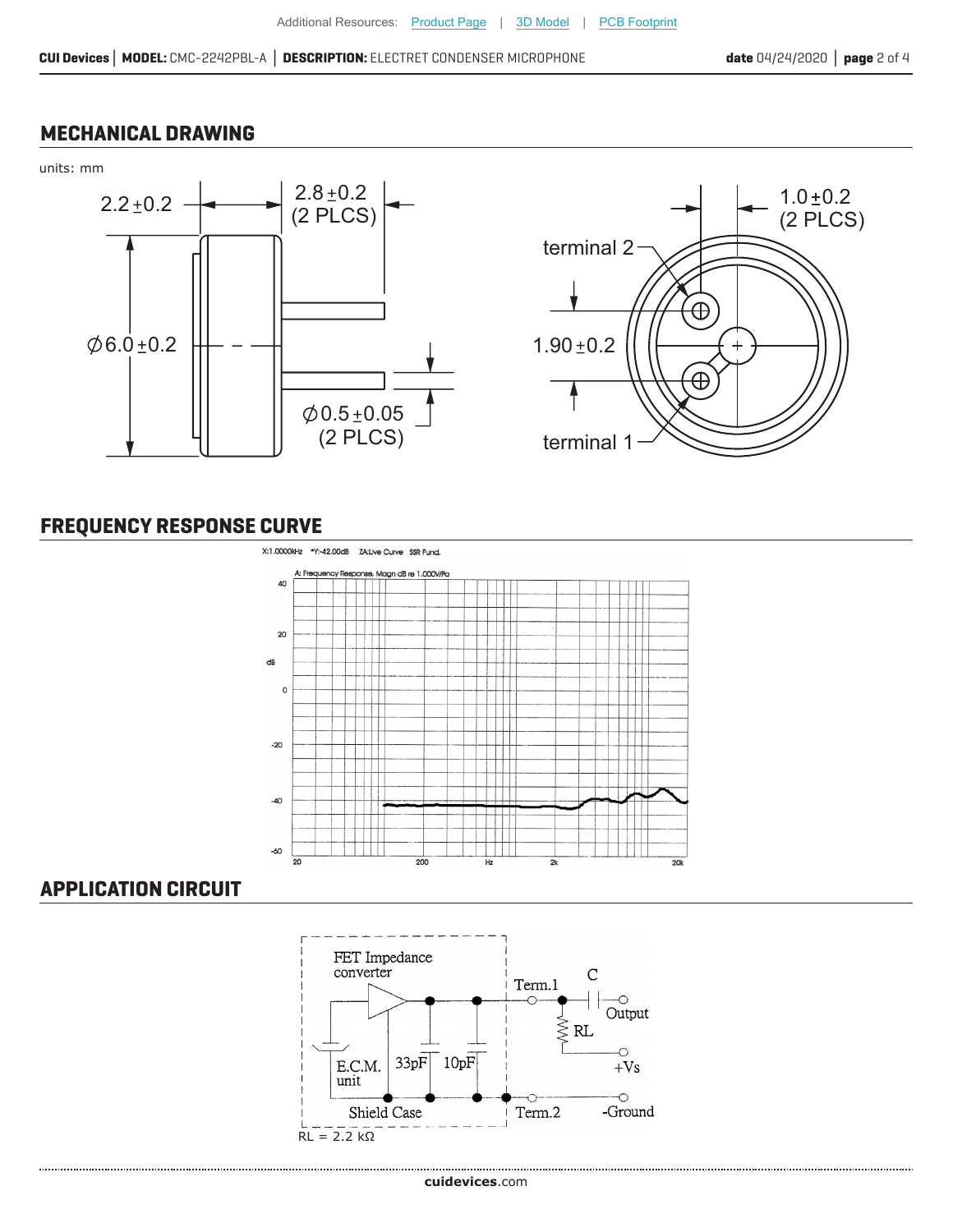## MECHANICAL DRAWING

units: mm

2.2±0.2

2.8±0.2 (2 PLCS)

1.0±0.2 (2 PLCS)

terminal 2

Ø6.0±0.2

1.90±0.2

Ø0.5±0.05 (2 PLCS)

terminal 1

## FREQUENCY RESPONSE CURVE

X:1.0000kHz *Y:-42.00dB ZA:Live Curve SSR Fund.

A: Frequency Response, Magn dB re 1.000V/Pa

## APPLICATION CIRCUIT

FET Impedance converter

E.C.M. unit

33pF 10pF

Shield Case

Term.1 Term.2

C

RL

Output

+Vs

-Ground

RL = 2.2 kΩ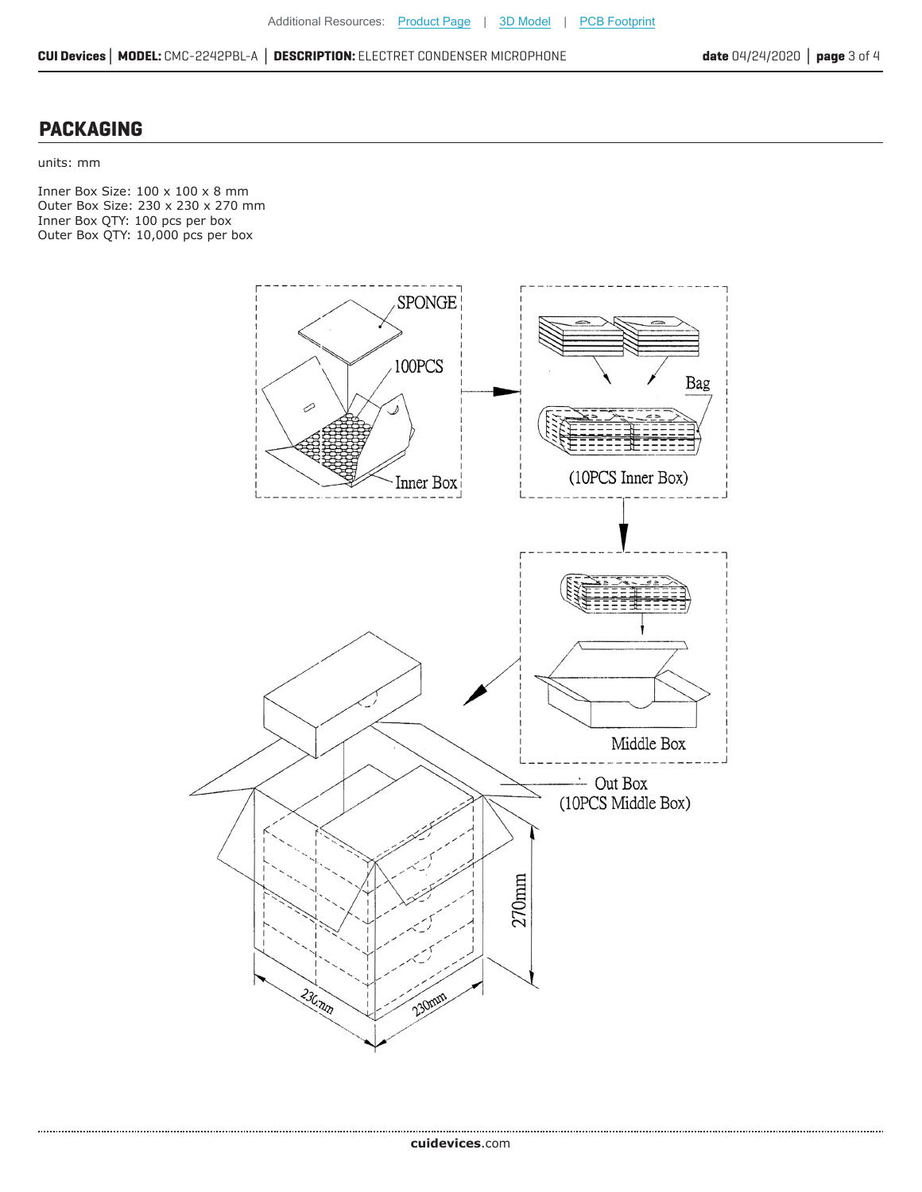## PACKAGING

units: mm

Inner Box Size: 100 x 100 x 8 mm
Outer Box Size: 230 x 230 x 270 mm
Inner Box QTY: 100 pcs per box
Outer Box QTY: 10,000 pcs per box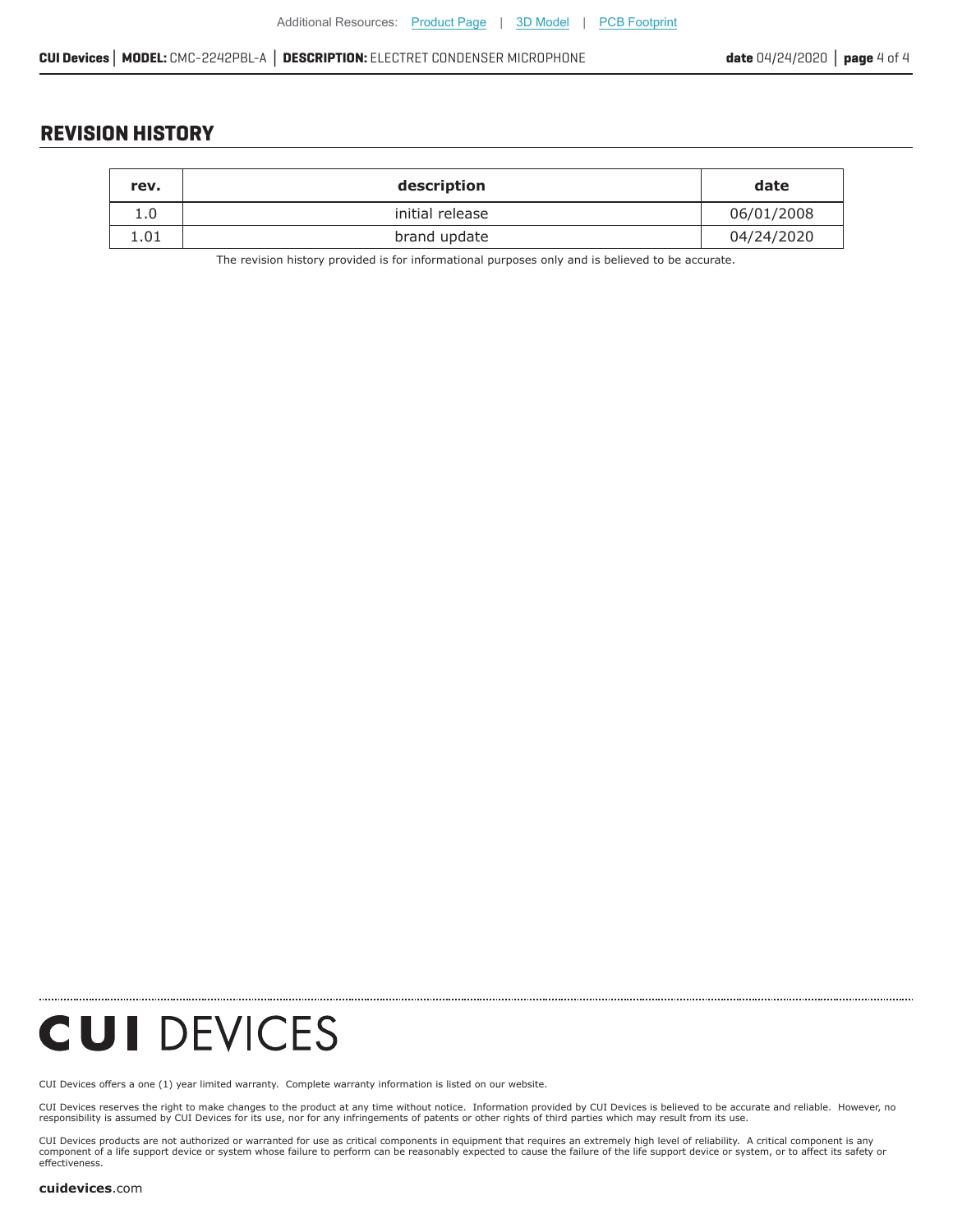## REVISION HISTORY

| rev. | description | date |
|---|---|---|
| 1.0 | initial release | 06/01/2008 |
| 1.01 | brand update | 04/24/2020 |

The revision history provided is for informational purposes only and is believed to be accurate.

**CUI** DEVICES

CUI Devices offers a one (1) year limited warranty. Complete warranty information is listed on our website.

CUI Devices reserves the right to make changes to the product at any time without notice. Information provided by CUI Devices is believed to be accurate and reliable. However, no responsibility is assumed by CUI Devices for its use, nor for any infringements of patents or other rights of third parties which may result from its use.

CUI Devices products are not authorized or warranted for use as critical components in equipment that requires an extremely high level of reliability. A critical component is any component of a life support device or system whose failure to perform can be reasonably expected to cause the failure of the life support device or system, or to affect its safety or effectiveness.

**cuidevices**.com